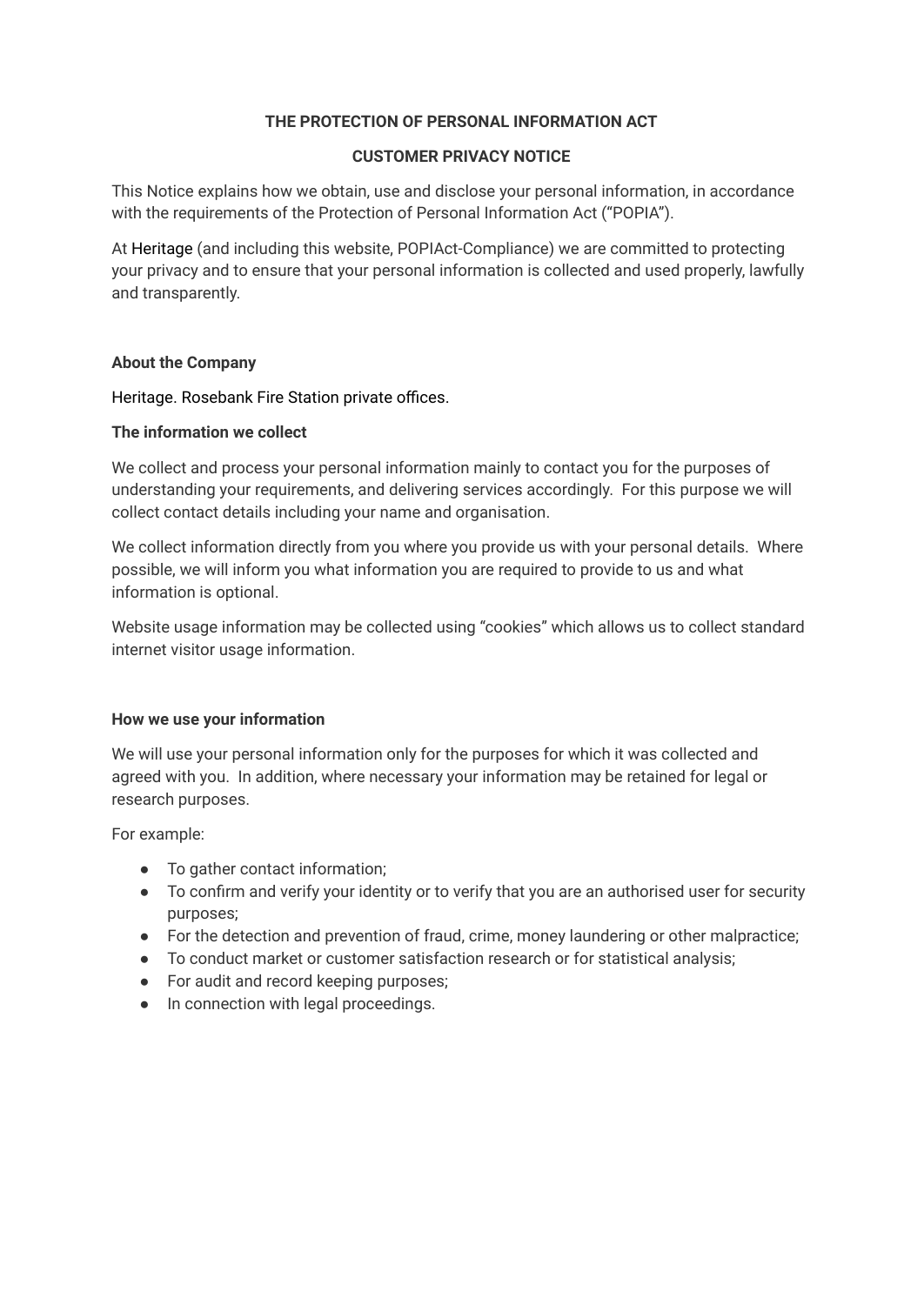# THE PROTECTION OF PERSONAL INFORMATION ACT

## CUSTOMER PRIVACY NOTICE

This Notice explains how we obtain, use and disclose your personal information, in accordance with the requirements of the Protection of Personal Information Act ("POPIA").

At Heritage (and including this website, POPIAct-Compliance) we are committed to protecting your privacy and to ensure that your personal information is collected and used properly, lawfully and transparently.

**About the Company**

Heritage. Rosebank Fire Station private offices.

**The information we collect**

We collect and process your personal information mainly to contact you for the purposes of understanding your requirements, and delivering services accordingly. For this purpose we will collect contact details including your name and organisation.

We collect information directly from you where you provide us with your personal details. Where possible, we will inform you what information you are required to provide to us and what information is optional.

Website usage information may be collected using "cookies" which allows us to collect standard internet visitor usage information.

**How we use your information**

We will use your personal information only for the purposes for which it was collected and agreed with you. In addition, where necessary your information may be retained for legal or research purposes.

For example:

- To gather contact information;
- To confirm and verify your identity or to verify that you are an authorised user for security purposes;
- For the detection and prevention of fraud, crime, money laundering or other malpractice;
- To conduct market or customer satisfaction research or for statistical analysis;
- For audit and record keeping purposes;
- In connection with legal proceedings.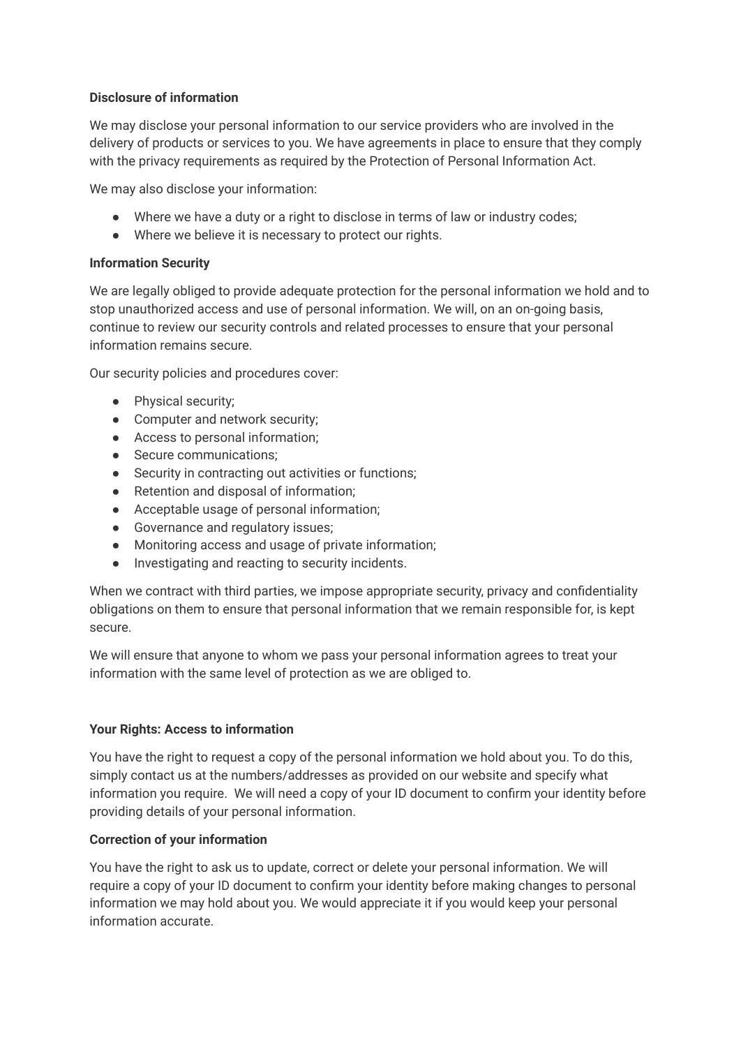**Disclosure of information**

We may disclose your personal information to our service providers who are involved in the delivery of products or services to you. We have agreements in place to ensure that they comply with the privacy requirements as required by the Protection of Personal Information Act.

We may also disclose your information:

- Where we have a duty or a right to disclose in terms of law or industry codes;
- Where we believe it is necessary to protect our rights.

**Information Security**

We are legally obliged to provide adequate protection for the personal information we hold and to stop unauthorized access and use of personal information. We will, on an on-going basis, continue to review our security controls and related processes to ensure that your personal information remains secure.

Our security policies and procedures cover:

- Physical security;
- Computer and network security;
- Access to personal information;
- Secure communications;
- Security in contracting out activities or functions;
- Retention and disposal of information;
- Acceptable usage of personal information;
- Governance and regulatory issues;
- Monitoring access and usage of private information;
- Investigating and reacting to security incidents.

When we contract with third parties, we impose appropriate security, privacy and confidentiality obligations on them to ensure that personal information that we remain responsible for, is kept secure.

We will ensure that anyone to whom we pass your personal information agrees to treat your information with the same level of protection as we are obliged to.

**Your Rights: Access to information**

You have the right to request a copy of the personal information we hold about you. To do this, simply contact us at the numbers/addresses as provided on our website and specify what information you require. We will need a copy of your ID document to confirm your identity before providing details of your personal information.

**Correction of your information**

You have the right to ask us to update, correct or delete your personal information. We will require a copy of your ID document to confirm your identity before making changes to personal information we may hold about you. We would appreciate it if you would keep your personal information accurate.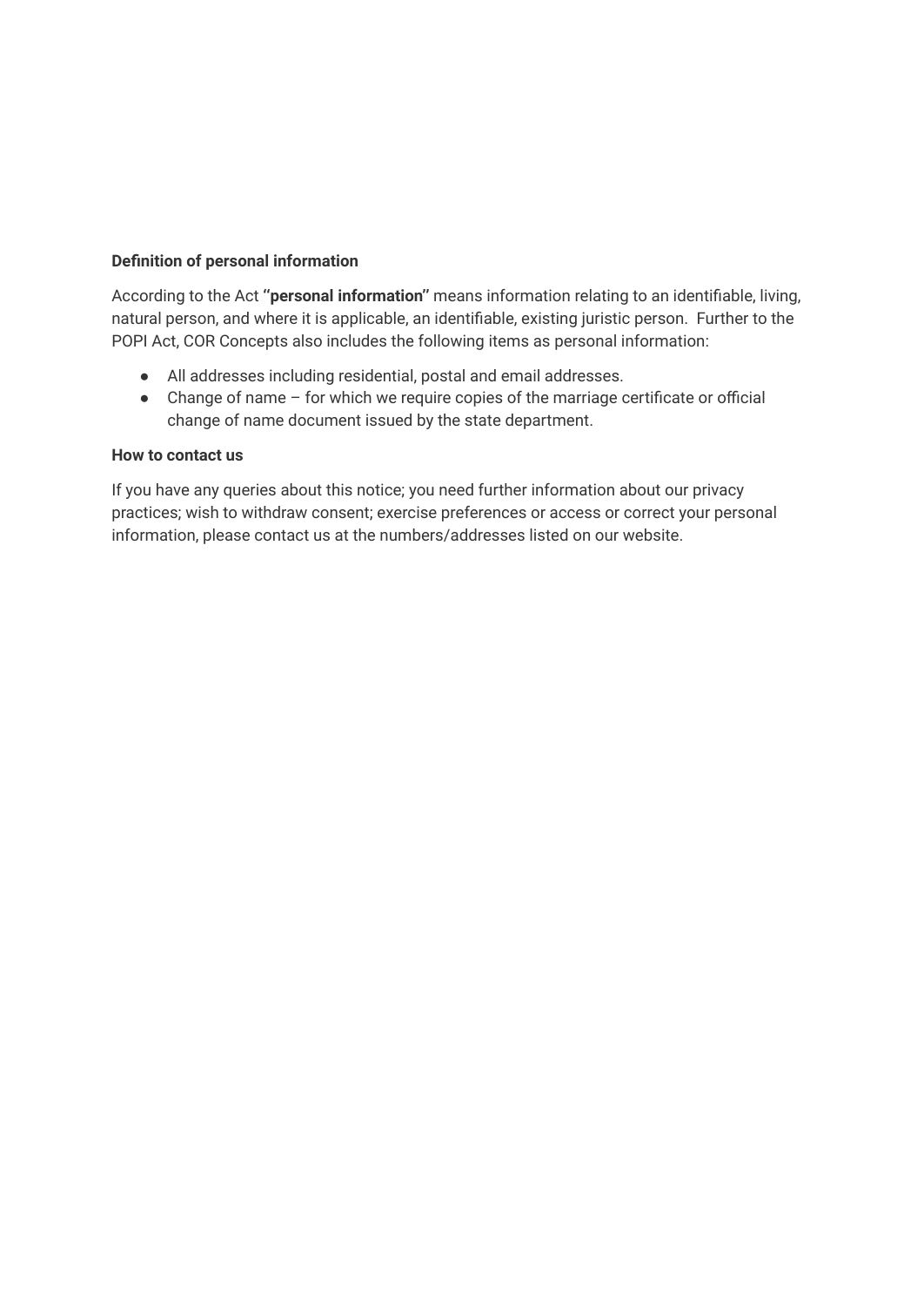**Definition of personal information**

According to the Act **''personal information''** means information relating to an identifiable, living, natural person, and where it is applicable, an identifiable, existing juristic person. Further to the POPI Act, COR Concepts also includes the following items as personal information:

- All addresses including residential, postal and email addresses.
- Change of name – for which we require copies of the marriage certificate or official change of name document issued by the state department.

**How to contact us**

If you have any queries about this notice; you need further information about our privacy practices; wish to withdraw consent; exercise preferences or access or correct your personal information, please contact us at the numbers/addresses listed on our website.